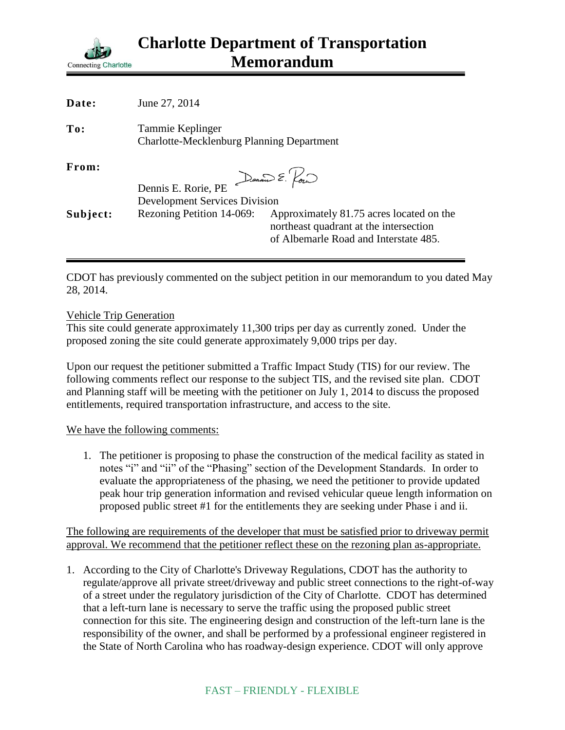# Charlotte Department of Transportation Memorandum

Connecting Charlotte

**Date:** June 27, 2014

**To:** Tammie Keplinger
Charlotte-Mecklenburg Planning Department

**From:** Dennis E. Rorie, PE
Development Services Division

**Subject:** Rezoning Petition 14-069: Approximately 81.75 acres located on the northeast quadrant at the intersection of Albemarle Road and Interstate 485.

---

CDOT has previously commented on the subject petition in our memorandum to you dated May 28, 2014.

Vehicle Trip Generation

This site could generate approximately 11,300 trips per day as currently zoned. Under the proposed zoning the site could generate approximately 9,000 trips per day.

Upon our request the petitioner submitted a Traffic Impact Study (TIS) for our review. The following comments reflect our response to the subject TIS, and the revised site plan. CDOT and Planning staff will be meeting with the petitioner on July 1, 2014 to discuss the proposed entitlements, required transportation infrastructure, and access to the site.

We have the following comments:

1. The petitioner is proposing to phase the construction of the medical facility as stated in notes "i" and "ii" of the "Phasing" section of the Development Standards. In order to evaluate the appropriateness of the phasing, we need the petitioner to provide updated peak hour trip generation information and revised vehicular queue length information on proposed public street #1 for the entitlements they are seeking under Phase i and ii.

The following are requirements of the developer that must be satisfied prior to driveway permit approval. We recommend that the petitioner reflect these on the rezoning plan as-appropriate.

1. According to the City of Charlotte's Driveway Regulations, CDOT has the authority to regulate/approve all private street/driveway and public street connections to the right-of-way of a street under the regulatory jurisdiction of the City of Charlotte. CDOT has determined that a left-turn lane is necessary to serve the traffic using the proposed public street connection for this site. The engineering design and construction of the left-turn lane is the responsibility of the owner, and shall be performed by a professional engineer registered in the State of North Carolina who has roadway-design experience. CDOT will only approve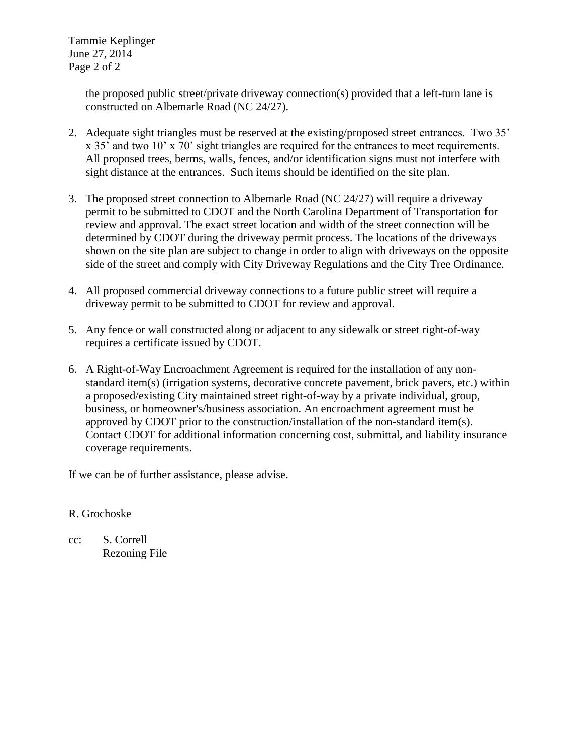the proposed public street/private driveway connection(s) provided that a left-turn lane is constructed on Albemarle Road (NC 24/27).

2. Adequate sight triangles must be reserved at the existing/proposed street entrances. Two 35' x 35' and two 10' x 70' sight triangles are required for the entrances to meet requirements. All proposed trees, berms, walls, fences, and/or identification signs must not interfere with sight distance at the entrances. Such items should be identified on the site plan.

3. The proposed street connection to Albemarle Road (NC 24/27) will require a driveway permit to be submitted to CDOT and the North Carolina Department of Transportation for review and approval. The exact street location and width of the street connection will be determined by CDOT during the driveway permit process. The locations of the driveways shown on the site plan are subject to change in order to align with driveways on the opposite side of the street and comply with City Driveway Regulations and the City Tree Ordinance.

4. All proposed commercial driveway connections to a future public street will require a driveway permit to be submitted to CDOT for review and approval.

5. Any fence or wall constructed along or adjacent to any sidewalk or street right-of-way requires a certificate issued by CDOT.

6. A Right-of-Way Encroachment Agreement is required for the installation of any non-standard item(s) (irrigation systems, decorative concrete pavement, brick pavers, etc.) within a proposed/existing City maintained street right-of-way by a private individual, group, business, or homeowner's/business association. An encroachment agreement must be approved by CDOT prior to the construction/installation of the non-standard item(s). Contact CDOT for additional information concerning cost, submittal, and liability insurance coverage requirements.

If we can be of further assistance, please advise.

R. Grochoske

cc: S. Correll
Rezoning File